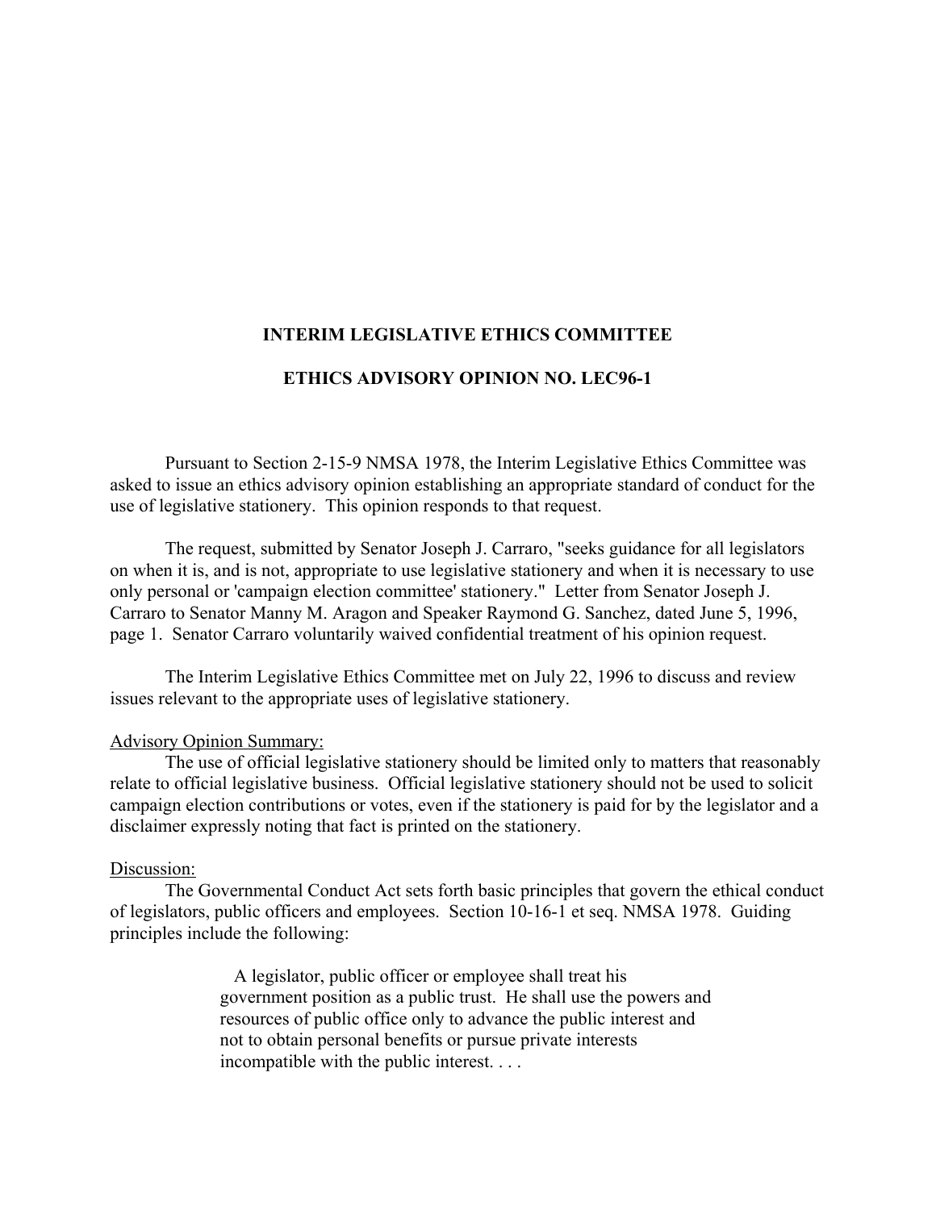## INTERIM LEGISLATIVE ETHICS COMMITTEE

## ETHICS ADVISORY OPINION NO. LEC96-1

Pursuant to Section 2-15-9 NMSA 1978, the Interim Legislative Ethics Committee was asked to issue an ethics advisory opinion establishing an appropriate standard of conduct for the use of legislative stationery. This opinion responds to that request.

The request, submitted by Senator Joseph J. Carraro, "seeks guidance for all legislators on when it is, and is not, appropriate to use legislative stationery and when it is necessary to use only personal or 'campaign election committee' stationery." Letter from Senator Joseph J. Carraro to Senator Manny M. Aragon and Speaker Raymond G. Sanchez, dated June 5, 1996, page 1. Senator Carraro voluntarily waived confidential treatment of his opinion request.

The Interim Legislative Ethics Committee met on July 22, 1996 to discuss and review issues relevant to the appropriate uses of legislative stationery.

<u>Advisory Opinion Summary:</u>

The use of official legislative stationery should be limited only to matters that reasonably relate to official legislative business. Official legislative stationery should not be used to solicit campaign election contributions or votes, even if the stationery is paid for by the legislator and a disclaimer expressly noting that fact is printed on the stationery.

<u>Discussion:</u>

The Governmental Conduct Act sets forth basic principles that govern the ethical conduct of legislators, public officers and employees. Section 10-16-1 et seq. NMSA 1978. Guiding principles include the following:

> A legislator, public officer or employee shall treat his government position as a public trust. He shall use the powers and resources of public office only to advance the public interest and not to obtain personal benefits or pursue private interests incompatible with the public interest. . . .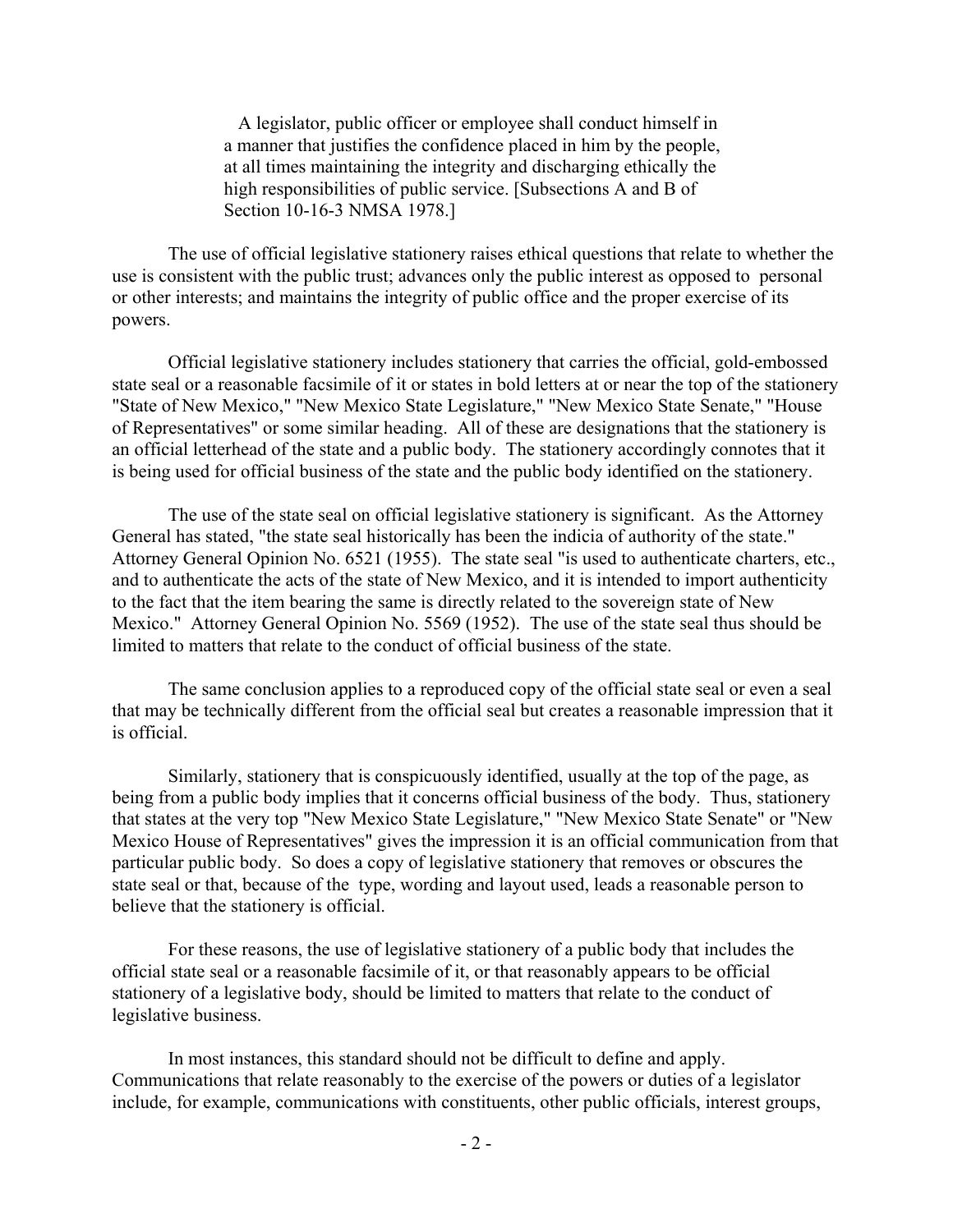> A legislator, public officer or employee shall conduct himself in a manner that justifies the confidence placed in him by the people, at all times maintaining the integrity and discharging ethically the high responsibilities of public service. [Subsections A and B of Section 10-16-3 NMSA 1978.]

The use of official legislative stationery raises ethical questions that relate to whether the use is consistent with the public trust; advances only the public interest as opposed to personal or other interests; and maintains the integrity of public office and the proper exercise of its powers.

Official legislative stationery includes stationery that carries the official, gold-embossed state seal or a reasonable facsimile of it or states in bold letters at or near the top of the stationery "State of New Mexico," "New Mexico State Legislature," "New Mexico State Senate," "House of Representatives" or some similar heading. All of these are designations that the stationery is an official letterhead of the state and a public body. The stationery accordingly connotes that it is being used for official business of the state and the public body identified on the stationery.

The use of the state seal on official legislative stationery is significant. As the Attorney General has stated, "the state seal historically has been the indicia of authority of the state." Attorney General Opinion No. 6521 (1955). The state seal "is used to authenticate charters, etc., and to authenticate the acts of the state of New Mexico, and it is intended to import authenticity to the fact that the item bearing the same is directly related to the sovereign state of New Mexico." Attorney General Opinion No. 5569 (1952). The use of the state seal thus should be limited to matters that relate to the conduct of official business of the state.

The same conclusion applies to a reproduced copy of the official state seal or even a seal that may be technically different from the official seal but creates a reasonable impression that it is official.

Similarly, stationery that is conspicuously identified, usually at the top of the page, as being from a public body implies that it concerns official business of the body. Thus, stationery that states at the very top "New Mexico State Legislature," "New Mexico State Senate" or "New Mexico House of Representatives" gives the impression it is an official communication from that particular public body. So does a copy of legislative stationery that removes or obscures the state seal or that, because of the type, wording and layout used, leads a reasonable person to believe that the stationery is official.

For these reasons, the use of legislative stationery of a public body that includes the official state seal or a reasonable facsimile of it, or that reasonably appears to be official stationery of a legislative body, should be limited to matters that relate to the conduct of legislative business.

In most instances, this standard should not be difficult to define and apply. Communications that relate reasonably to the exercise of the powers or duties of a legislator include, for example, communications with constituents, other public officials, interest groups,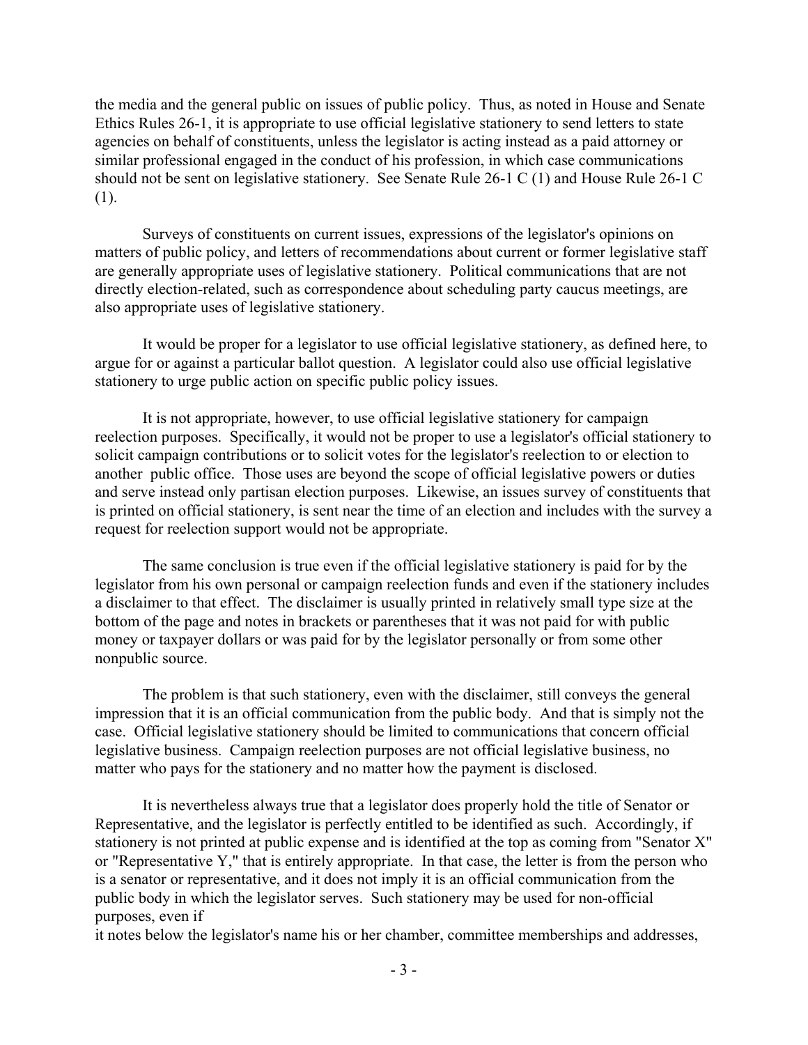the media and the general public on issues of public policy. Thus, as noted in House and Senate Ethics Rules 26-1, it is appropriate to use official legislative stationery to send letters to state agencies on behalf of constituents, unless the legislator is acting instead as a paid attorney or similar professional engaged in the conduct of his profession, in which case communications should not be sent on legislative stationery. See Senate Rule 26-1 C (1) and House Rule 26-1 C (1).

Surveys of constituents on current issues, expressions of the legislator's opinions on matters of public policy, and letters of recommendations about current or former legislative staff are generally appropriate uses of legislative stationery. Political communications that are not directly election-related, such as correspondence about scheduling party caucus meetings, are also appropriate uses of legislative stationery.

It would be proper for a legislator to use official legislative stationery, as defined here, to argue for or against a particular ballot question. A legislator could also use official legislative stationery to urge public action on specific public policy issues.

It is not appropriate, however, to use official legislative stationery for campaign reelection purposes. Specifically, it would not be proper to use a legislator's official stationery to solicit campaign contributions or to solicit votes for the legislator's reelection to or election to another public office. Those uses are beyond the scope of official legislative powers or duties and serve instead only partisan election purposes. Likewise, an issues survey of constituents that is printed on official stationery, is sent near the time of an election and includes with the survey a request for reelection support would not be appropriate.

The same conclusion is true even if the official legislative stationery is paid for by the legislator from his own personal or campaign reelection funds and even if the stationery includes a disclaimer to that effect. The disclaimer is usually printed in relatively small type size at the bottom of the page and notes in brackets or parentheses that it was not paid for with public money or taxpayer dollars or was paid for by the legislator personally or from some other nonpublic source.

The problem is that such stationery, even with the disclaimer, still conveys the general impression that it is an official communication from the public body. And that is simply not the case. Official legislative stationery should be limited to communications that concern official legislative business. Campaign reelection purposes are not official legislative business, no matter who pays for the stationery and no matter how the payment is disclosed.

It is nevertheless always true that a legislator does properly hold the title of Senator or Representative, and the legislator is perfectly entitled to be identified as such. Accordingly, if stationery is not printed at public expense and is identified at the top as coming from "Senator X" or "Representative Y," that is entirely appropriate. In that case, the letter is from the person who is a senator or representative, and it does not imply it is an official communication from the public body in which the legislator serves. Such stationery may be used for non-official purposes, even if it notes below the legislator's name his or her chamber, committee memberships and addresses,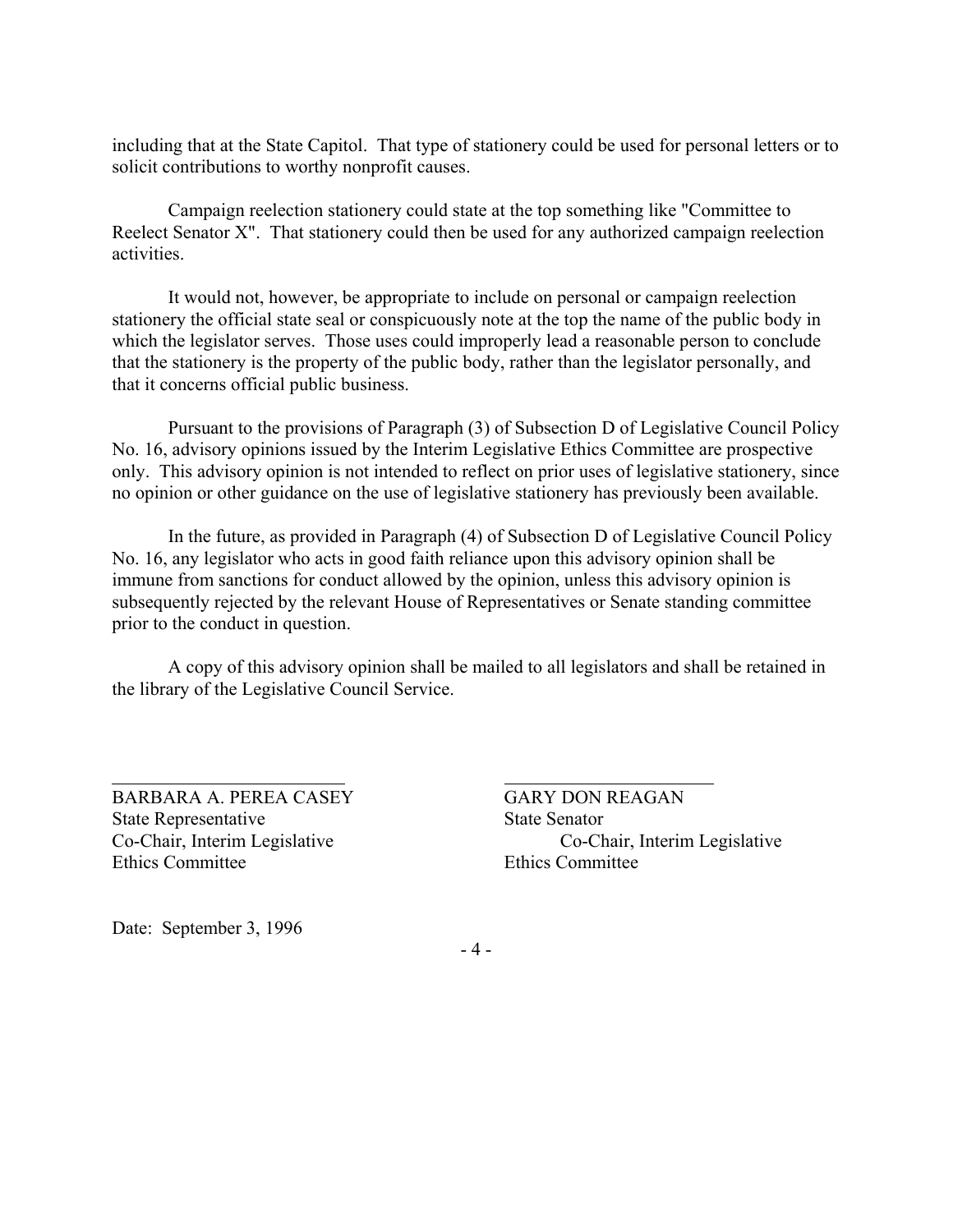including that at the State Capitol. That type of stationery could be used for personal letters or to solicit contributions to worthy nonprofit causes.

Campaign reelection stationery could state at the top something like "Committee to Reelect Senator X". That stationery could then be used for any authorized campaign reelection activities.

It would not, however, be appropriate to include on personal or campaign reelection stationery the official state seal or conspicuously note at the top the name of the public body in which the legislator serves. Those uses could improperly lead a reasonable person to conclude that the stationery is the property of the public body, rather than the legislator personally, and that it concerns official public business.

Pursuant to the provisions of Paragraph (3) of Subsection D of Legislative Council Policy No. 16, advisory opinions issued by the Interim Legislative Ethics Committee are prospective only. This advisory opinion is not intended to reflect on prior uses of legislative stationery, since no opinion or other guidance on the use of legislative stationery has previously been available.

In the future, as provided in Paragraph (4) of Subsection D of Legislative Council Policy No. 16, any legislator who acts in good faith reliance upon this advisory opinion shall be immune from sanctions for conduct allowed by the opinion, unless this advisory opinion is subsequently rejected by the relevant House of Representatives or Senate standing committee prior to the conduct in question.

A copy of this advisory opinion shall be mailed to all legislators and shall be retained in the library of the Legislative Council Service.

BARBARA A. PEREA CASEY
State Representative
Co-Chair, Interim Legislative
Ethics Committee

GARY DON REAGAN
State Senator
Co-Chair, Interim Legislative
Ethics Committee

Date: September 3, 1996